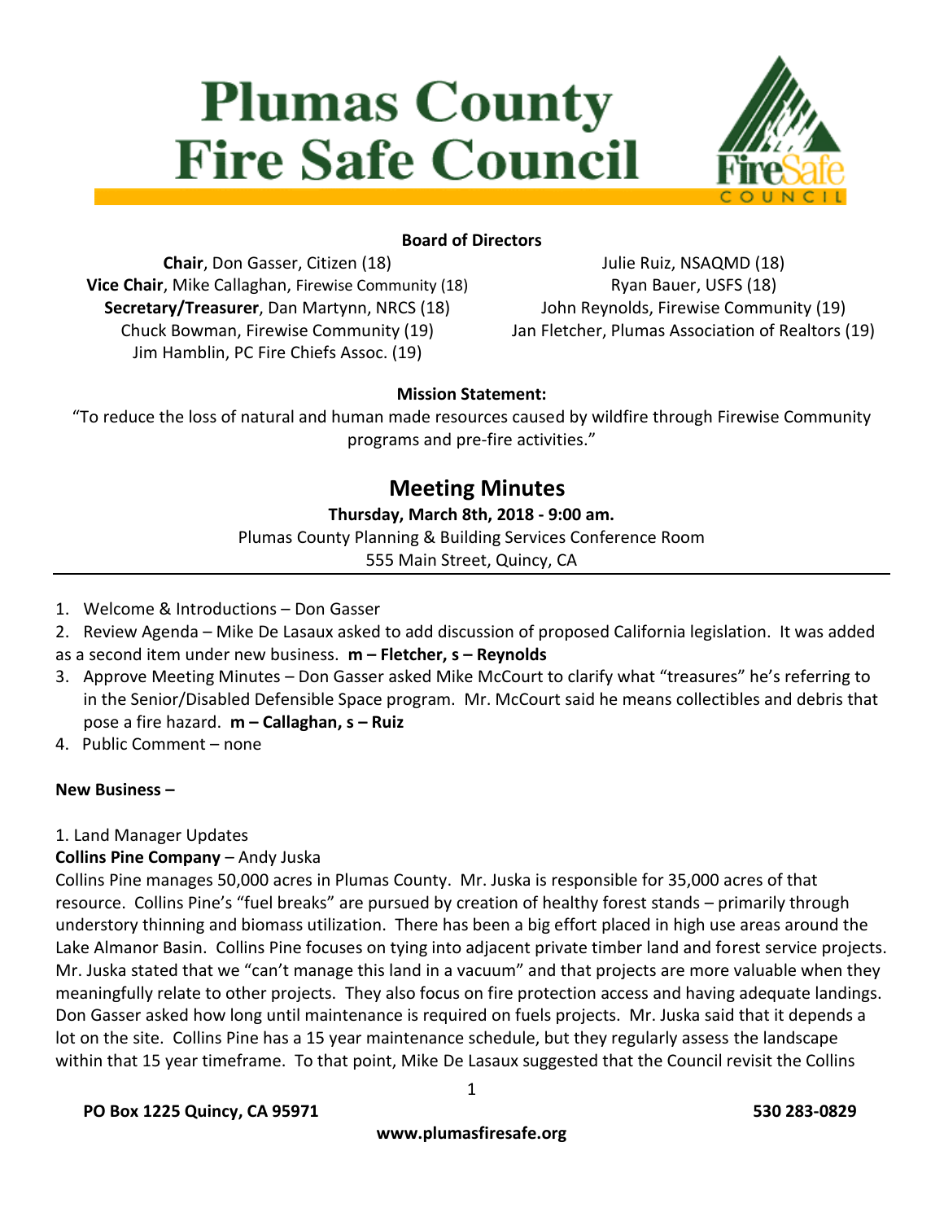# Plumas County Fire Safe Council

**Board of Directors**

**Chair**, Don Gasser, Citizen (18)
**Vice Chair**, Mike Callaghan, Firewise Community (18)
**Secretary/Treasurer**, Dan Martynn, NRCS (18)
Chuck Bowman, Firewise Community (19)
Jim Hamblin, PC Fire Chiefs Assoc. (19)
Julie Ruiz, NSAQMD (18)
Ryan Bauer, USFS (18)
John Reynolds, Firewise Community (19)
Jan Fletcher, Plumas Association of Realtors (19)

**Mission Statement:**

"To reduce the loss of natural and human made resources caused by wildfire through Firewise Community programs and pre-fire activities."

## Meeting Minutes

**Thursday, March 8th, 2018 - 9:00 am.**

Plumas County Planning & Building Services Conference Room
555 Main Street, Quincy, CA

---

1. Welcome & Introductions – Don Gasser
2. Review Agenda – Mike De Lasaux asked to add discussion of proposed California legislation. It was added as a second item under new business. **m – Fletcher, s – Reynolds**
3. Approve Meeting Minutes – Don Gasser asked Mike McCourt to clarify what "treasures" he's referring to in the Senior/Disabled Defensible Space program. Mr. McCourt said he means collectibles and debris that pose a fire hazard. **m – Callaghan, s – Ruiz**
4. Public Comment – none

**New Business –**

1. Land Manager Updates

**Collins Pine Company** – Andy Juska

Collins Pine manages 50,000 acres in Plumas County. Mr. Juska is responsible for 35,000 acres of that resource. Collins Pine's "fuel breaks" are pursued by creation of healthy forest stands – primarily through understory thinning and biomass utilization. There has been a big effort placed in high use areas around the Lake Almanor Basin. Collins Pine focuses on tying into adjacent private timber land and forest service projects. Mr. Juska stated that we "can't manage this land in a vacuum" and that projects are more valuable when they meaningfully relate to other projects. They also focus on fire protection access and having adequate landings. Don Gasser asked how long until maintenance is required on fuels projects. Mr. Juska said that it depends a lot on the site. Collins Pine has a 15 year maintenance schedule, but they regularly assess the landscape within that 15 year timeframe. To that point, Mike De Lasaux suggested that the Council revisit the Collins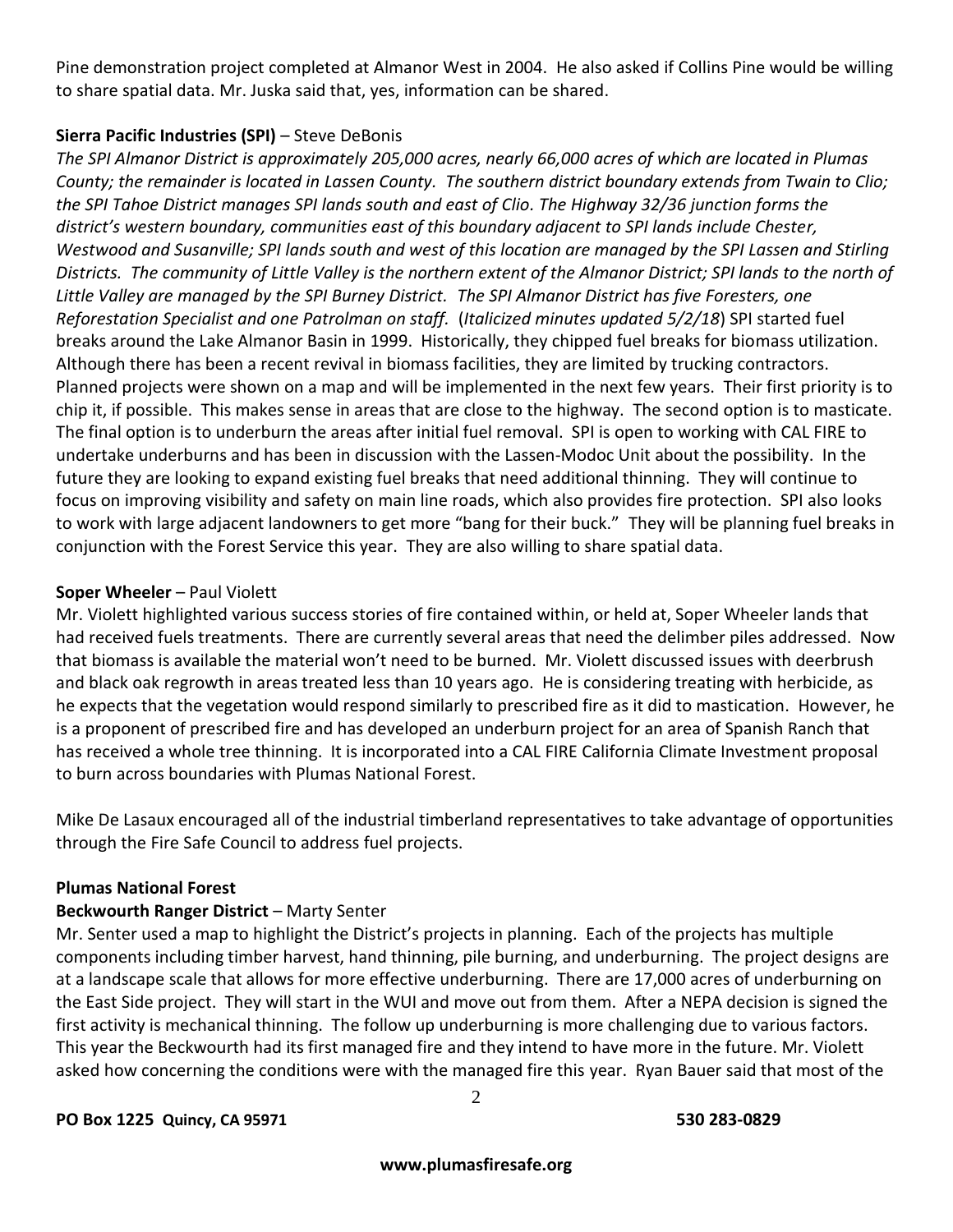Pine demonstration project completed at Almanor West in 2004. He also asked if Collins Pine would be willing to share spatial data. Mr. Juska said that, yes, information can be shared.

**Sierra Pacific Industries (SPI)** – Steve DeBonis

*The SPI Almanor District is approximately 205,000 acres, nearly 66,000 acres of which are located in Plumas County; the remainder is located in Lassen County. The southern district boundary extends from Twain to Clio; the SPI Tahoe District manages SPI lands south and east of Clio. The Highway 32/36 junction forms the district's western boundary, communities east of this boundary adjacent to SPI lands include Chester, Westwood and Susanville; SPI lands south and west of this location are managed by the SPI Lassen and Stirling Districts. The community of Little Valley is the northern extent of the Almanor District; SPI lands to the north of Little Valley are managed by the SPI Burney District. The SPI Almanor District has five Foresters, one Reforestation Specialist and one Patrolman on staff.* (*Italicized minutes updated 5/2/18*) SPI started fuel breaks around the Lake Almanor Basin in 1999. Historically, they chipped fuel breaks for biomass utilization. Although there has been a recent revival in biomass facilities, they are limited by trucking contractors. Planned projects were shown on a map and will be implemented in the next few years. Their first priority is to chip it, if possible. This makes sense in areas that are close to the highway. The second option is to masticate. The final option is to underburn the areas after initial fuel removal. SPI is open to working with CAL FIRE to undertake underburns and has been in discussion with the Lassen-Modoc Unit about the possibility. In the future they are looking to expand existing fuel breaks that need additional thinning. They will continue to focus on improving visibility and safety on main line roads, which also provides fire protection. SPI also looks to work with large adjacent landowners to get more "bang for their buck." They will be planning fuel breaks in conjunction with the Forest Service this year. They are also willing to share spatial data.

**Soper Wheeler** – Paul Violett

Mr. Violett highlighted various success stories of fire contained within, or held at, Soper Wheeler lands that had received fuels treatments. There are currently several areas that need the delimber piles addressed. Now that biomass is available the material won't need to be burned. Mr. Violett discussed issues with deerbrush and black oak regrowth in areas treated less than 10 years ago. He is considering treating with herbicide, as he expects that the vegetation would respond similarly to prescribed fire as it did to mastication. However, he is a proponent of prescribed fire and has developed an underburn project for an area of Spanish Ranch that has received a whole tree thinning. It is incorporated into a CAL FIRE California Climate Investment proposal to burn across boundaries with Plumas National Forest.

Mike De Lasaux encouraged all of the industrial timberland representatives to take advantage of opportunities through the Fire Safe Council to address fuel projects.

**Plumas National Forest**

**Beckwourth Ranger District** – Marty Senter

Mr. Senter used a map to highlight the District's projects in planning. Each of the projects has multiple components including timber harvest, hand thinning, pile burning, and underburning. The project designs are at a landscape scale that allows for more effective underburning. There are 17,000 acres of underburning on the East Side project. They will start in the WUI and move out from them. After a NEPA decision is signed the first activity is mechanical thinning. The follow up underburning is more challenging due to various factors. This year the Beckwourth had its first managed fire and they intend to have more in the future. Mr. Violett asked how concerning the conditions were with the managed fire this year. Ryan Bauer said that most of the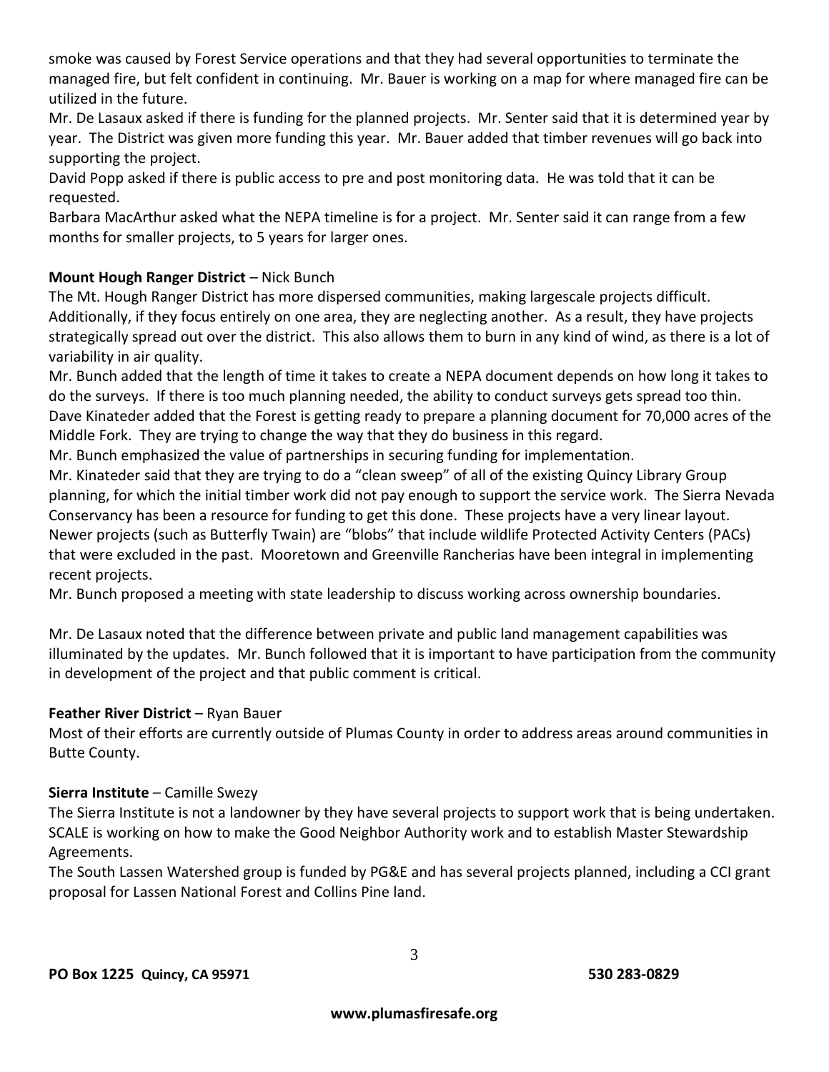smoke was caused by Forest Service operations and that they had several opportunities to terminate the managed fire, but felt confident in continuing. Mr. Bauer is working on a map for where managed fire can be utilized in the future.

Mr. De Lasaux asked if there is funding for the planned projects. Mr. Senter said that it is determined year by year. The District was given more funding this year. Mr. Bauer added that timber revenues will go back into supporting the project.

David Popp asked if there is public access to pre and post monitoring data. He was told that it can be requested.

Barbara MacArthur asked what the NEPA timeline is for a project. Mr. Senter said it can range from a few months for smaller projects, to 5 years for larger ones.

**Mount Hough Ranger District** – Nick Bunch

The Mt. Hough Ranger District has more dispersed communities, making largescale projects difficult. Additionally, if they focus entirely on one area, they are neglecting another. As a result, they have projects strategically spread out over the district. This also allows them to burn in any kind of wind, as there is a lot of variability in air quality.

Mr. Bunch added that the length of time it takes to create a NEPA document depends on how long it takes to do the surveys. If there is too much planning needed, the ability to conduct surveys gets spread too thin.

Dave Kinateder added that the Forest is getting ready to prepare a planning document for 70,000 acres of the Middle Fork. They are trying to change the way that they do business in this regard.

Mr. Bunch emphasized the value of partnerships in securing funding for implementation.

Mr. Kinateder said that they are trying to do a "clean sweep" of all of the existing Quincy Library Group planning, for which the initial timber work did not pay enough to support the service work. The Sierra Nevada Conservancy has been a resource for funding to get this done. These projects have a very linear layout. Newer projects (such as Butterfly Twain) are "blobs" that include wildlife Protected Activity Centers (PACs) that were excluded in the past. Mooretown and Greenville Rancherias have been integral in implementing recent projects.

Mr. Bunch proposed a meeting with state leadership to discuss working across ownership boundaries.

Mr. De Lasaux noted that the difference between private and public land management capabilities was illuminated by the updates. Mr. Bunch followed that it is important to have participation from the community in development of the project and that public comment is critical.

**Feather River District** – Ryan Bauer

Most of their efforts are currently outside of Plumas County in order to address areas around communities in Butte County.

**Sierra Institute** – Camille Swezy

The Sierra Institute is not a landowner by they have several projects to support work that is being undertaken. SCALE is working on how to make the Good Neighbor Authority work and to establish Master Stewardship Agreements.

The South Lassen Watershed group is funded by PG&E and has several projects planned, including a CCI grant proposal for Lassen National Forest and Collins Pine land.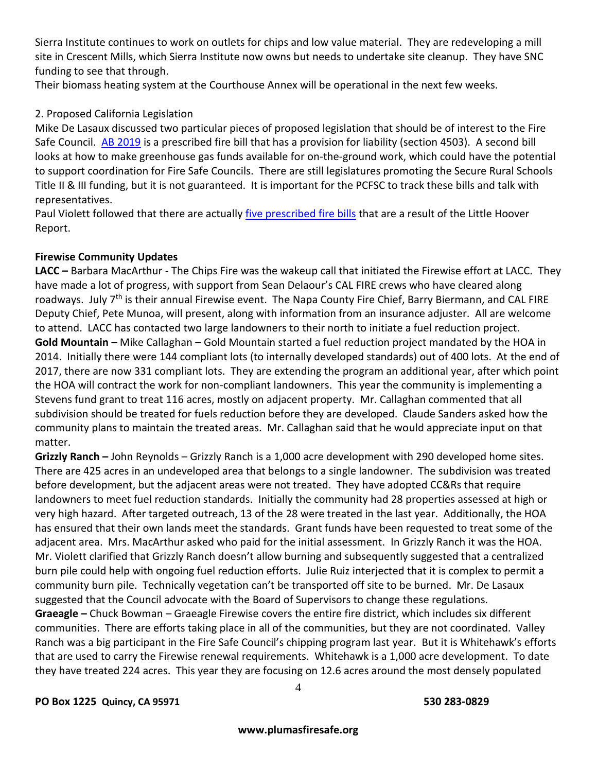Sierra Institute continues to work on outlets for chips and low value material. They are redeveloping a mill site in Crescent Mills, which Sierra Institute now owns but needs to undertake site cleanup. They have SNC funding to see that through.

Their biomass heating system at the Courthouse Annex will be operational in the next few weeks.

2. Proposed California Legislation

Mike De Lasaux discussed two particular pieces of proposed legislation that should be of interest to the Fire Safe Council. AB 2019 is a prescribed fire bill that has a provision for liability (section 4503). A second bill looks at how to make greenhouse gas funds available for on-the-ground work, which could have the potential to support coordination for Fire Safe Councils. There are still legislatures promoting the Secure Rural Schools Title II & III funding, but it is not guaranteed. It is important for the PCFSC to track these bills and talk with representatives.

Paul Violett followed that there are actually five prescribed fire bills that are a result of the Little Hoover Report.

**Firewise Community Updates**

**LACC –** Barbara MacArthur - The Chips Fire was the wakeup call that initiated the Firewise effort at LACC. They have made a lot of progress, with support from Sean Delaour's CAL FIRE crews who have cleared along roadways. July 7th is their annual Firewise event. The Napa County Fire Chief, Barry Biermann, and CAL FIRE Deputy Chief, Pete Munoa, will present, along with information from an insurance adjuster. All are welcome to attend. LACC has contacted two large landowners to their north to initiate a fuel reduction project.

**Gold Mountain** – Mike Callaghan – Gold Mountain started a fuel reduction project mandated by the HOA in 2014. Initially there were 144 compliant lots (to internally developed standards) out of 400 lots. At the end of 2017, there are now 331 compliant lots. They are extending the program an additional year, after which point the HOA will contract the work for non-compliant landowners. This year the community is implementing a Stevens fund grant to treat 116 acres, mostly on adjacent property. Mr. Callaghan commented that all subdivision should be treated for fuels reduction before they are developed. Claude Sanders asked how the community plans to maintain the treated areas. Mr. Callaghan said that he would appreciate input on that matter.

**Grizzly Ranch –** John Reynolds – Grizzly Ranch is a 1,000 acre development with 290 developed home sites. There are 425 acres in an undeveloped area that belongs to a single landowner. The subdivision was treated before development, but the adjacent areas were not treated. They have adopted CC&Rs that require landowners to meet fuel reduction standards. Initially the community had 28 properties assessed at high or very high hazard. After targeted outreach, 13 of the 28 were treated in the last year. Additionally, the HOA has ensured that their own lands meet the standards. Grant funds have been requested to treat some of the adjacent area. Mrs. MacArthur asked who paid for the initial assessment. In Grizzly Ranch it was the HOA. Mr. Violett clarified that Grizzly Ranch doesn't allow burning and subsequently suggested that a centralized burn pile could help with ongoing fuel reduction efforts. Julie Ruiz interjected that it is complex to permit a community burn pile. Technically vegetation can't be transported off site to be burned. Mr. De Lasaux suggested that the Council advocate with the Board of Supervisors to change these regulations.

**Graeagle –** Chuck Bowman – Graeagle Firewise covers the entire fire district, which includes six different communities. There are efforts taking place in all of the communities, but they are not coordinated. Valley Ranch was a big participant in the Fire Safe Council's chipping program last year. But it is Whitehawk's efforts that are used to carry the Firewise renewal requirements. Whitehawk is a 1,000 acre development. To date they have treated 224 acres. This year they are focusing on 12.6 acres around the most densely populated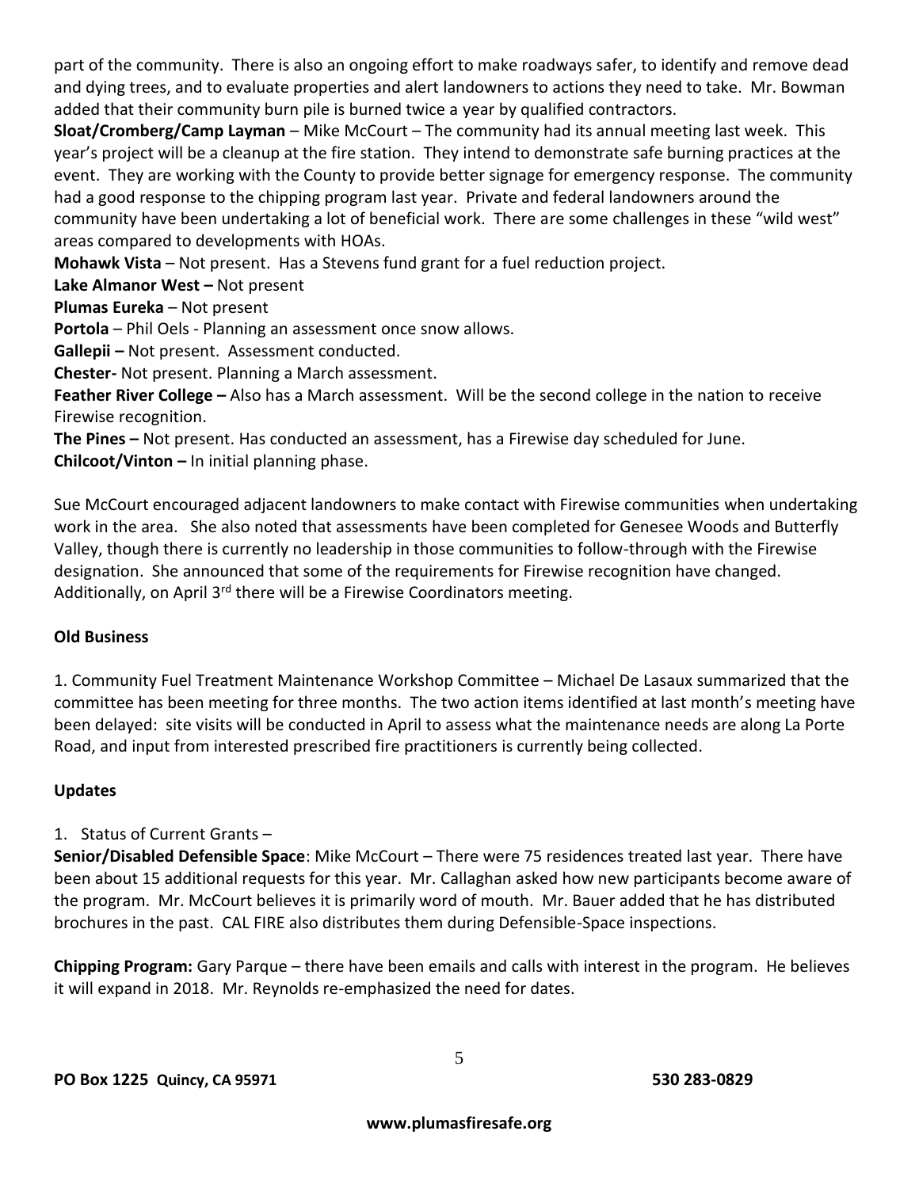part of the community. There is also an ongoing effort to make roadways safer, to identify and remove dead and dying trees, and to evaluate properties and alert landowners to actions they need to take. Mr. Bowman added that their community burn pile is burned twice a year by qualified contractors.

**Sloat/Cromberg/Camp Layman** – Mike McCourt – The community had its annual meeting last week. This year's project will be a cleanup at the fire station. They intend to demonstrate safe burning practices at the event. They are working with the County to provide better signage for emergency response. The community had a good response to the chipping program last year. Private and federal landowners around the community have been undertaking a lot of beneficial work. There are some challenges in these "wild west" areas compared to developments with HOAs.

**Mohawk Vista** – Not present. Has a Stevens fund grant for a fuel reduction project.

**Lake Almanor West –** Not present

**Plumas Eureka** – Not present

**Portola** – Phil Oels - Planning an assessment once snow allows.

**Gallepii –** Not present. Assessment conducted.

**Chester-** Not present. Planning a March assessment.

**Feather River College –** Also has a March assessment. Will be the second college in the nation to receive Firewise recognition.

**The Pines –** Not present. Has conducted an assessment, has a Firewise day scheduled for June.

**Chilcoot/Vinton –** In initial planning phase.

Sue McCourt encouraged adjacent landowners to make contact with Firewise communities when undertaking work in the area. She also noted that assessments have been completed for Genesee Woods and Butterfly Valley, though there is currently no leadership in those communities to follow-through with the Firewise designation. She announced that some of the requirements for Firewise recognition have changed. Additionally, on April 3rd there will be a Firewise Coordinators meeting.

**Old Business**

1. Community Fuel Treatment Maintenance Workshop Committee – Michael De Lasaux summarized that the committee has been meeting for three months. The two action items identified at last month's meeting have been delayed: site visits will be conducted in April to assess what the maintenance needs are along La Porte Road, and input from interested prescribed fire practitioners is currently being collected.

**Updates**

1. Status of Current Grants –

**Senior/Disabled Defensible Space**: Mike McCourt – There were 75 residences treated last year. There have been about 15 additional requests for this year. Mr. Callaghan asked how new participants become aware of the program. Mr. McCourt believes it is primarily word of mouth. Mr. Bauer added that he has distributed brochures in the past. CAL FIRE also distributes them during Defensible-Space inspections.

**Chipping Program:** Gary Parque – there have been emails and calls with interest in the program. He believes it will expand in 2018. Mr. Reynolds re-emphasized the need for dates.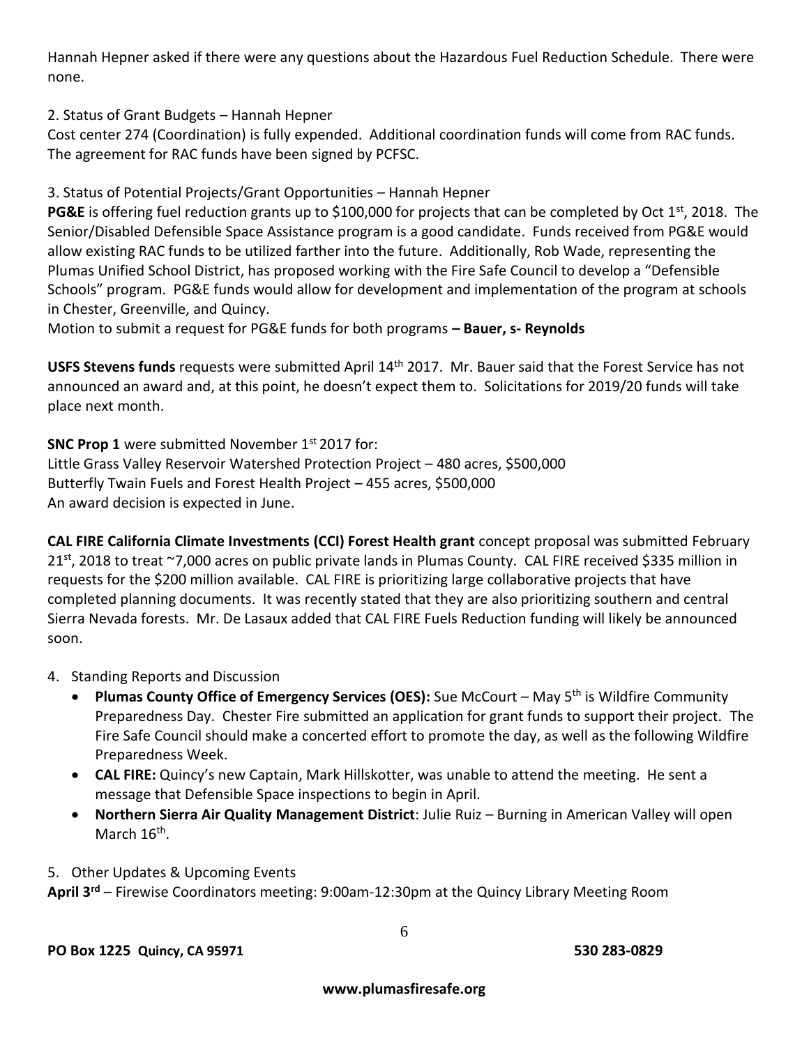Hannah Hepner asked if there were any questions about the Hazardous Fuel Reduction Schedule. There were none.

2. Status of Grant Budgets – Hannah Hepner

Cost center 274 (Coordination) is fully expended. Additional coordination funds will come from RAC funds. The agreement for RAC funds have been signed by PCFSC.

3. Status of Potential Projects/Grant Opportunities – Hannah Hepner

**PG&E** is offering fuel reduction grants up to $100,000 for projects that can be completed by Oct 1st, 2018. The Senior/Disabled Defensible Space Assistance program is a good candidate. Funds received from PG&E would allow existing RAC funds to be utilized farther into the future. Additionally, Rob Wade, representing the Plumas Unified School District, has proposed working with the Fire Safe Council to develop a "Defensible Schools" program. PG&E funds would allow for development and implementation of the program at schools in Chester, Greenville, and Quincy.

Motion to submit a request for PG&E funds for both programs **– Bauer, s- Reynolds**

**USFS Stevens funds** requests were submitted April 14th 2017. Mr. Bauer said that the Forest Service has not announced an award and, at this point, he doesn't expect them to. Solicitations for 2019/20 funds will take place next month.

**SNC Prop 1** were submitted November 1st 2017 for:

Little Grass Valley Reservoir Watershed Protection Project – 480 acres, $500,000

Butterfly Twain Fuels and Forest Health Project – 455 acres, $500,000

An award decision is expected in June.

**CAL FIRE California Climate Investments (CCI) Forest Health grant** concept proposal was submitted February 21st, 2018 to treat ~7,000 acres on public private lands in Plumas County. CAL FIRE received $335 million in requests for the $200 million available. CAL FIRE is prioritizing large collaborative projects that have completed planning documents. It was recently stated that they are also prioritizing southern and central Sierra Nevada forests. Mr. De Lasaux added that CAL FIRE Fuels Reduction funding will likely be announced soon.

4. Standing Reports and Discussion
   - **Plumas County Office of Emergency Services (OES):** Sue McCourt – May 5th is Wildfire Community Preparedness Day. Chester Fire submitted an application for grant funds to support their project. The Fire Safe Council should make a concerted effort to promote the day, as well as the following Wildfire Preparedness Week.
   - **CAL FIRE:** Quincy's new Captain, Mark Hillskotter, was unable to attend the meeting. He sent a message that Defensible Space inspections to begin in April.
   - **Northern Sierra Air Quality Management District**: Julie Ruiz – Burning in American Valley will open March 16th.

5. Other Updates & Upcoming Events

**April 3rd** – Firewise Coordinators meeting: 9:00am-12:30pm at the Quincy Library Meeting Room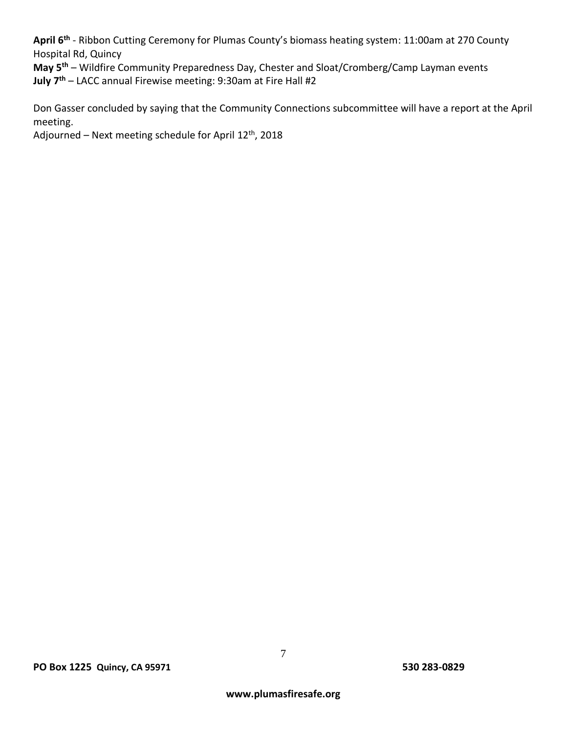**April 6th** - Ribbon Cutting Ceremony for Plumas County's biomass heating system: 11:00am at 270 County Hospital Rd, Quincy
**May 5th** – Wildfire Community Preparedness Day, Chester and Sloat/Cromberg/Camp Layman events
**July 7th** – LACC annual Firewise meeting: 9:30am at Fire Hall #2

Don Gasser concluded by saying that the Community Connections subcommittee will have a report at the April meeting.
Adjourned – Next meeting schedule for April 12th, 2018